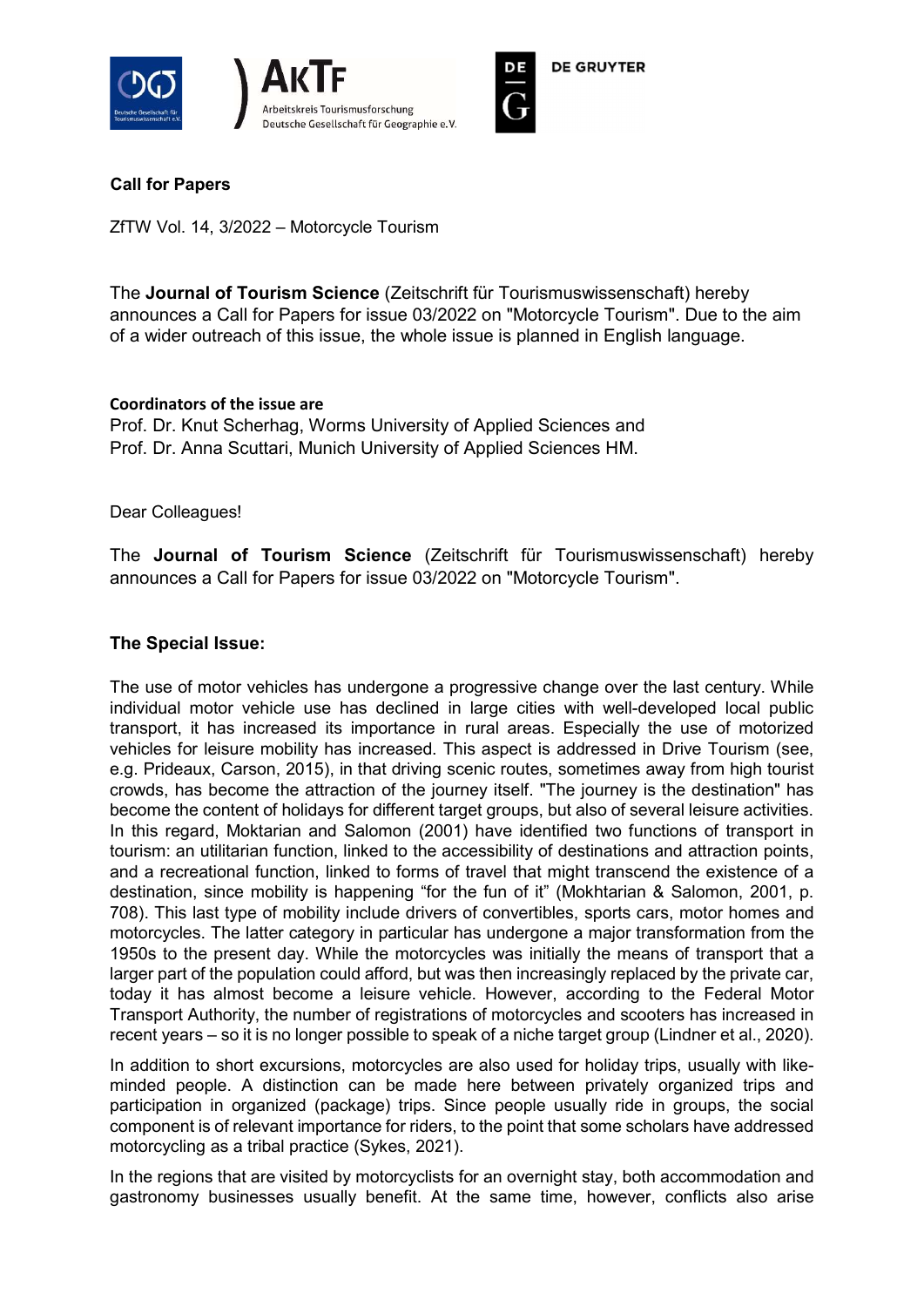**Call for Papers**

ZfTW Vol. 14, 3/2022 – Motorcycle Tourism

The **Journal of Tourism Science** (Zeitschrift für Tourismuswissenschaft) hereby announces a Call for Papers for issue 03/2022 on "Motorcycle Tourism". Due to the aim of a wider outreach of this issue, the whole issue is planned in English language.

**Coordinators of the issue are**

Prof. Dr. Knut Scherhag, Worms University of Applied Sciences and
Prof. Dr. Anna Scuttari, Munich University of Applied Sciences HM.

Dear Colleagues!

The **Journal of Tourism Science** (Zeitschrift für Tourismuswissenschaft) hereby announces a Call for Papers for issue 03/2022 on "Motorcycle Tourism".

**The Special Issue:**

The use of motor vehicles has undergone a progressive change over the last century. While individual motor vehicle use has declined in large cities with well-developed local public transport, it has increased its importance in rural areas. Especially the use of motorized vehicles for leisure mobility has increased. This aspect is addressed in Drive Tourism (see, e.g. Prideaux, Carson, 2015), in that driving scenic routes, sometimes away from high tourist crowds, has become the attraction of the journey itself. "The journey is the destination" has become the content of holidays for different target groups, but also of several leisure activities. In this regard, Moktarian and Salomon (2001) have identified two functions of transport in tourism: an utilitarian function, linked to the accessibility of destinations and attraction points, and a recreational function, linked to forms of travel that might transcend the existence of a destination, since mobility is happening "for the fun of it" (Mokhtarian & Salomon, 2001, p. 708). This last type of mobility include drivers of convertibles, sports cars, motor homes and motorcycles. The latter category in particular has undergone a major transformation from the 1950s to the present day. While the motorcycles was initially the means of transport that a larger part of the population could afford, but was then increasingly replaced by the private car, today it has almost become a leisure vehicle. However, according to the Federal Motor Transport Authority, the number of registrations of motorcycles and scooters has increased in recent years – so it is no longer possible to speak of a niche target group (Lindner et al., 2020).

In addition to short excursions, motorcycles are also used for holiday trips, usually with like-minded people. A distinction can be made here between privately organized trips and participation in organized (package) trips. Since people usually ride in groups, the social component is of relevant importance for riders, to the point that some scholars have addressed motorcycling as a tribal practice (Sykes, 2021).

In the regions that are visited by motorcyclists for an overnight stay, both accommodation and gastronomy businesses usually benefit. At the same time, however, conflicts also arise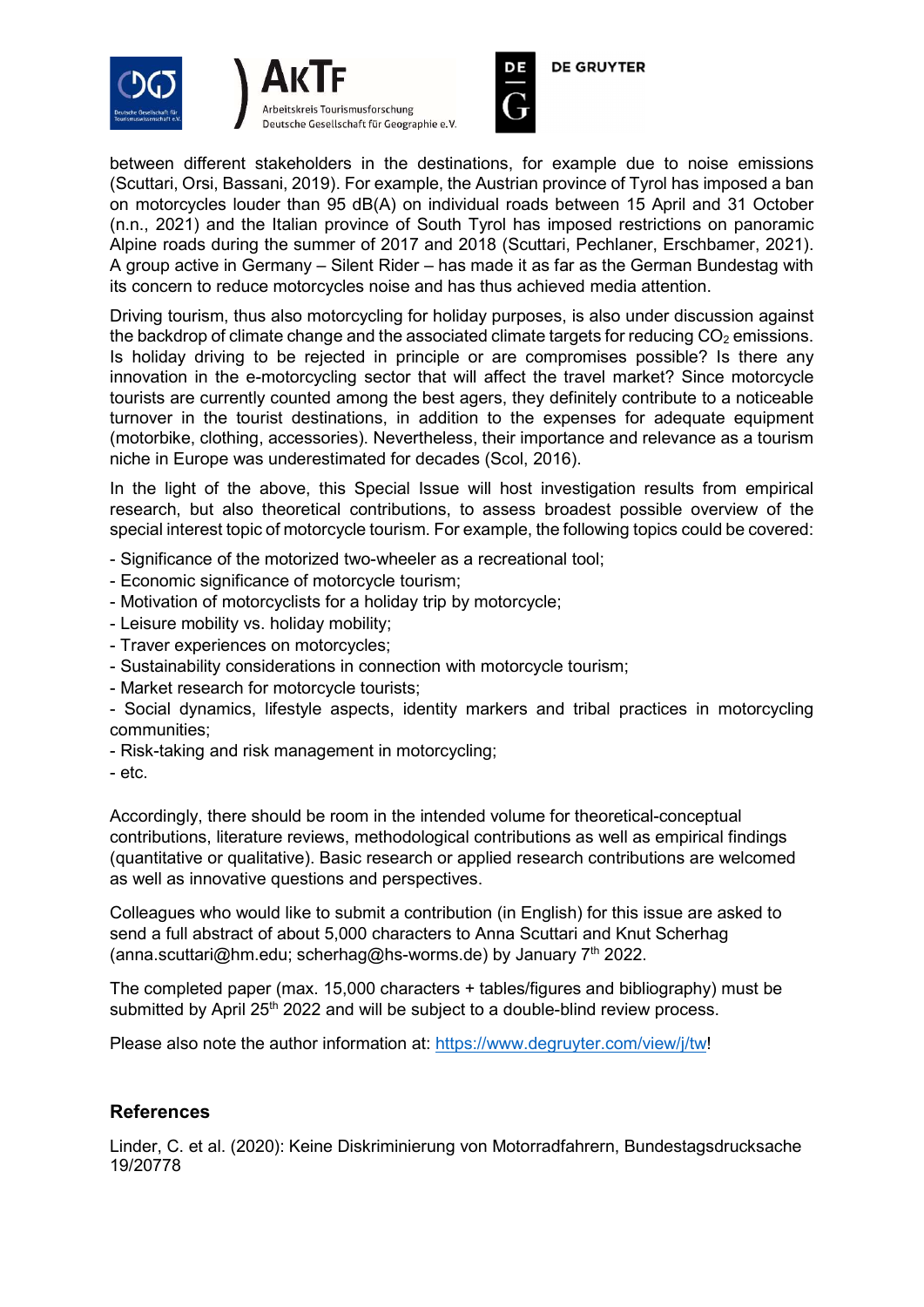between different stakeholders in the destinations, for example due to noise emissions (Scuttari, Orsi, Bassani, 2019). For example, the Austrian province of Tyrol has imposed a ban on motorcycles louder than 95 dB(A) on individual roads between 15 April and 31 October (n.n., 2021) and the Italian province of South Tyrol has imposed restrictions on panoramic Alpine roads during the summer of 2017 and 2018 (Scuttari, Pechlaner, Erschbamer, 2021). A group active in Germany – Silent Rider – has made it as far as the German Bundestag with its concern to reduce motorcycles noise and has thus achieved media attention.

Driving tourism, thus also motorcycling for holiday purposes, is also under discussion against the backdrop of climate change and the associated climate targets for reducing $CO_2$ emissions. Is holiday driving to be rejected in principle or are compromises possible? Is there any innovation in the e-motorcycling sector that will affect the travel market? Since motorcycle tourists are currently counted among the best agers, they definitely contribute to a noticeable turnover in the tourist destinations, in addition to the expenses for adequate equipment (motorbike, clothing, accessories). Nevertheless, their importance and relevance as a tourism niche in Europe was underestimated for decades (Scol, 2016).

In the light of the above, this Special Issue will host investigation results from empirical research, but also theoretical contributions, to assess broadest possible overview of the special interest topic of motorcycle tourism. For example, the following topics could be covered:

- Significance of the motorized two-wheeler as a recreational tool;
- Economic significance of motorcycle tourism;
- Motivation of motorcyclists for a holiday trip by motorcycle;
- Leisure mobility vs. holiday mobility;
- Traver experiences on motorcycles;
- Sustainability considerations in connection with motorcycle tourism;
- Market research for motorcycle tourists;
- Social dynamics, lifestyle aspects, identity markers and tribal practices in motorcycling communities;
- Risk-taking and risk management in motorcycling;
- etc.

Accordingly, there should be room in the intended volume for theoretical-conceptual contributions, literature reviews, methodological contributions as well as empirical findings (quantitative or qualitative). Basic research or applied research contributions are welcomed as well as innovative questions and perspectives.

Colleagues who would like to submit a contribution (in English) for this issue are asked to send a full abstract of about 5,000 characters to Anna Scuttari and Knut Scherhag (anna.scuttari@hm.edu; scherhag@hs-worms.de) by January 7th 2022.

The completed paper (max. 15,000 characters + tables/figures and bibliography) must be submitted by April 25th 2022 and will be subject to a double-blind review process.

Please also note the author information at: https://www.degruyter.com/view/j/tw!

## References

Linder, C. et al. (2020): Keine Diskriminierung von Motorradfahrern, Bundestagsdrucksache 19/20778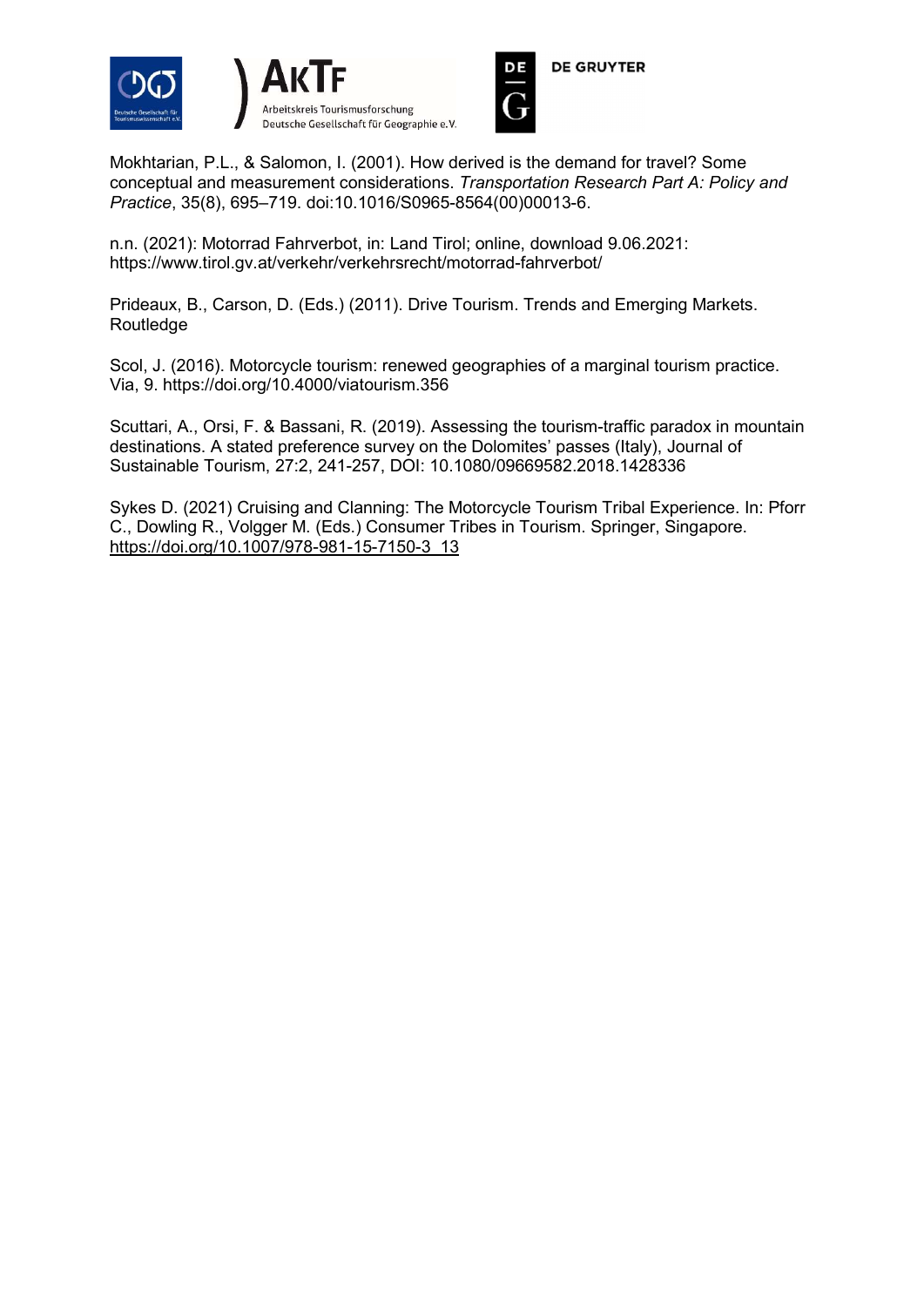Mokhtarian, P.L., & Salomon, I. (2001). How derived is the demand for travel? Some conceptual and measurement considerations. *Transportation Research Part A: Policy and Practice*, 35(8), 695–719. doi:10.1016/S0965-8564(00)00013-6.

n.n. (2021): Motorrad Fahrverbot, in: Land Tirol; online, download 9.06.2021: https://www.tirol.gv.at/verkehr/verkehrsrecht/motorrad-fahrverbot/

Prideaux, B., Carson, D. (Eds.) (2011). Drive Tourism. Trends and Emerging Markets. Routledge

Scol, J. (2016). Motorcycle tourism: renewed geographies of a marginal tourism practice. Via, 9. https://doi.org/10.4000/viatourism.356

Scuttari, A., Orsi, F. & Bassani, R. (2019). Assessing the tourism-traffic paradox in mountain destinations. A stated preference survey on the Dolomites' passes (Italy), Journal of Sustainable Tourism, 27:2, 241-257, DOI: 10.1080/09669582.2018.1428336

Sykes D. (2021) Cruising and Clanning: The Motorcycle Tourism Tribal Experience. In: Pforr C., Dowling R., Volgger M. (Eds.) Consumer Tribes in Tourism. Springer, Singapore. https://doi.org/10.1007/978-981-15-7150-3_13